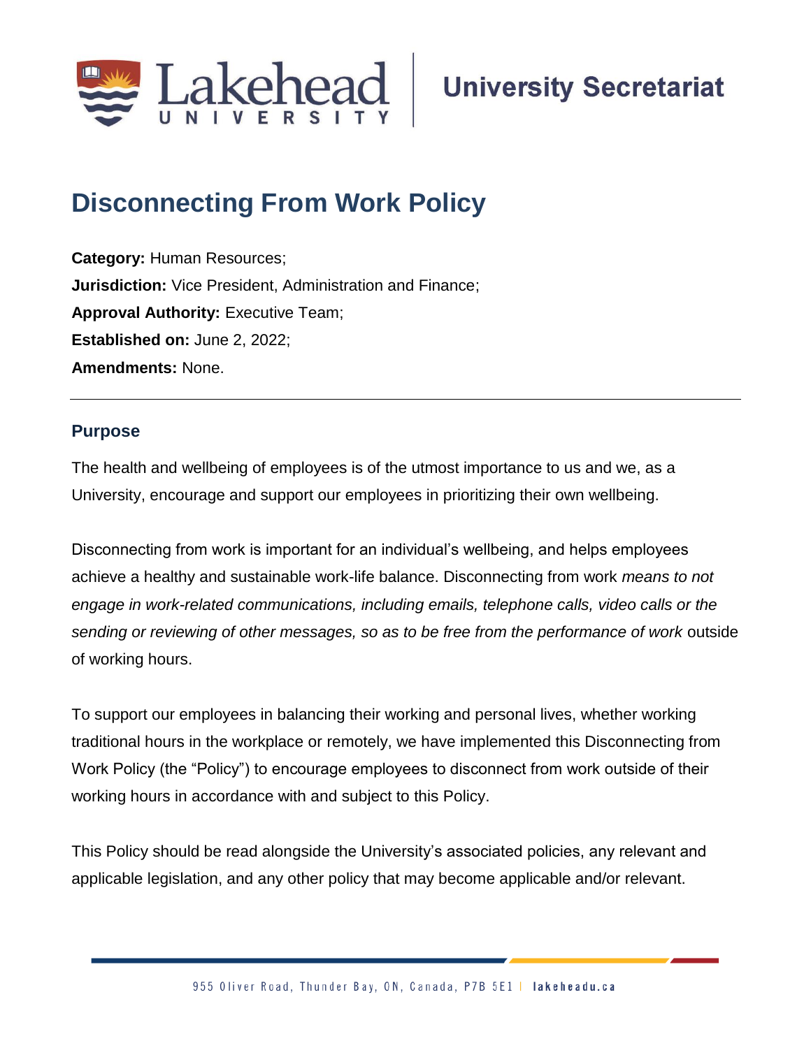# Disconnecting From Work Policy

**Category:** Human Resources;
**Jurisdiction:** Vice President, Administration and Finance;
**Approval Authority:** Executive Team;
**Established on:** June 2, 2022;
**Amendments:** None.

---

## Purpose

The health and wellbeing of employees is of the utmost importance to us and we, as a University, encourage and support our employees in prioritizing their own wellbeing.

Disconnecting from work is important for an individual's wellbeing, and helps employees achieve a healthy and sustainable work-life balance. Disconnecting from work *means to not engage in work-related communications, including emails, telephone calls, video calls or the sending or reviewing of other messages, so as to be free from the performance of work* outside of working hours.

To support our employees in balancing their working and personal lives, whether working traditional hours in the workplace or remotely, we have implemented this Disconnecting from Work Policy (the "Policy") to encourage employees to disconnect from work outside of their working hours in accordance with and subject to this Policy.

This Policy should be read alongside the University's associated policies, any relevant and applicable legislation, and any other policy that may become applicable and/or relevant.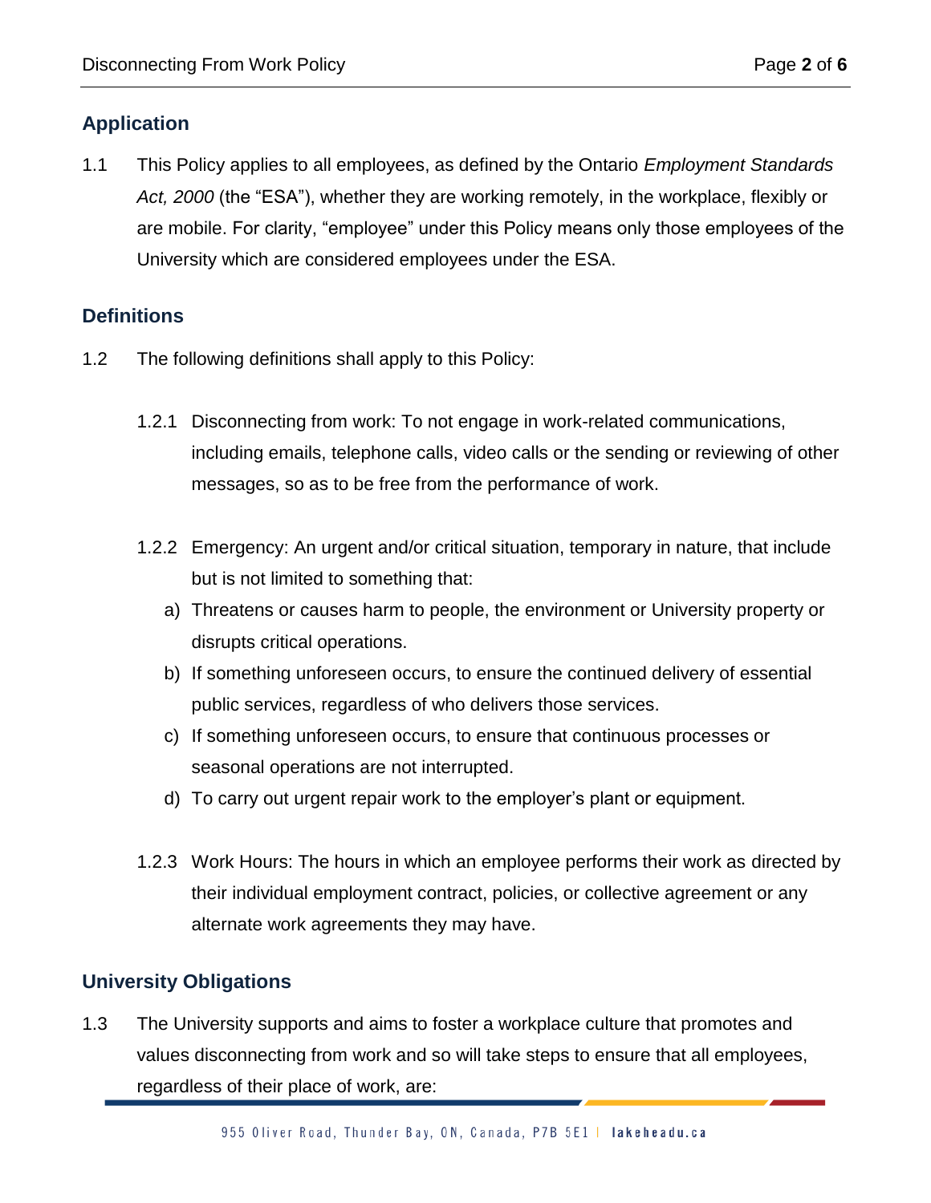## Application

1.1 This Policy applies to all employees, as defined by the Ontario *Employment Standards Act, 2000* (the “ESA”), whether they are working remotely, in the workplace, flexibly or are mobile. For clarity, “employee” under this Policy means only those employees of the University which are considered employees under the ESA.

## Definitions

1.2 The following definitions shall apply to this Policy:

1.2.1 Disconnecting from work: To not engage in work-related communications, including emails, telephone calls, video calls or the sending or reviewing of other messages, so as to be free from the performance of work.

1.2.2 Emergency: An urgent and/or critical situation, temporary in nature, that include but is not limited to something that:

a) Threatens or causes harm to people, the environment or University property or disrupts critical operations.

b) If something unforeseen occurs, to ensure the continued delivery of essential public services, regardless of who delivers those services.

c) If something unforeseen occurs, to ensure that continuous processes or seasonal operations are not interrupted.

d) To carry out urgent repair work to the employer’s plant or equipment.

1.2.3 Work Hours: The hours in which an employee performs their work as directed by their individual employment contract, policies, or collective agreement or any alternate work agreements they may have.

## University Obligations

1.3 The University supports and aims to foster a workplace culture that promotes and values disconnecting from work and so will take steps to ensure that all employees, regardless of their place of work, are: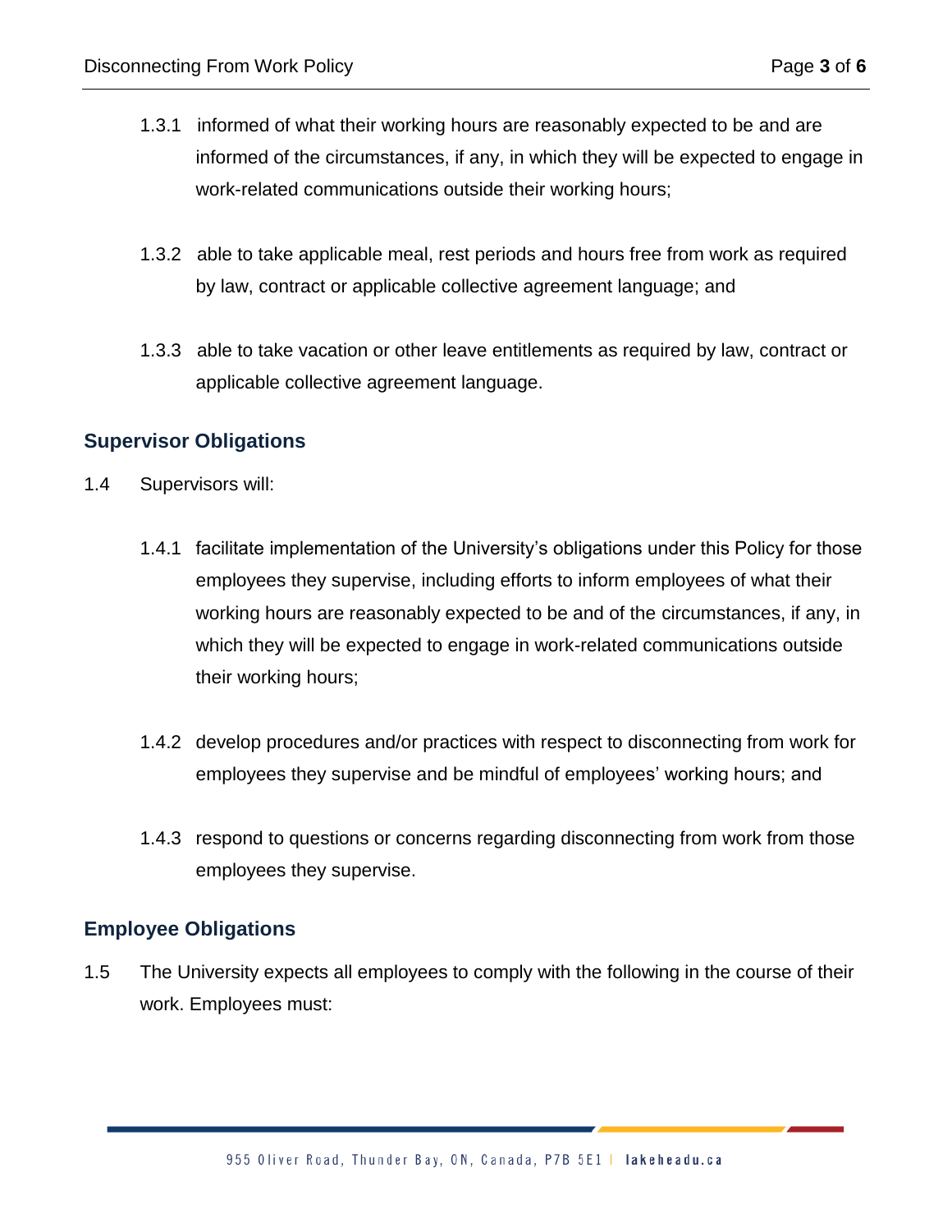1.3.1 informed of what their working hours are reasonably expected to be and are informed of the circumstances, if any, in which they will be expected to engage in work-related communications outside their working hours;

1.3.2 able to take applicable meal, rest periods and hours free from work as required by law, contract or applicable collective agreement language; and

1.3.3 able to take vacation or other leave entitlements as required by law, contract or applicable collective agreement language.

## Supervisor Obligations

1.4 Supervisors will:

1.4.1 facilitate implementation of the University's obligations under this Policy for those employees they supervise, including efforts to inform employees of what their working hours are reasonably expected to be and of the circumstances, if any, in which they will be expected to engage in work-related communications outside their working hours;

1.4.2 develop procedures and/or practices with respect to disconnecting from work for employees they supervise and be mindful of employees' working hours; and

1.4.3 respond to questions or concerns regarding disconnecting from work from those employees they supervise.

## Employee Obligations

1.5 The University expects all employees to comply with the following in the course of their work. Employees must: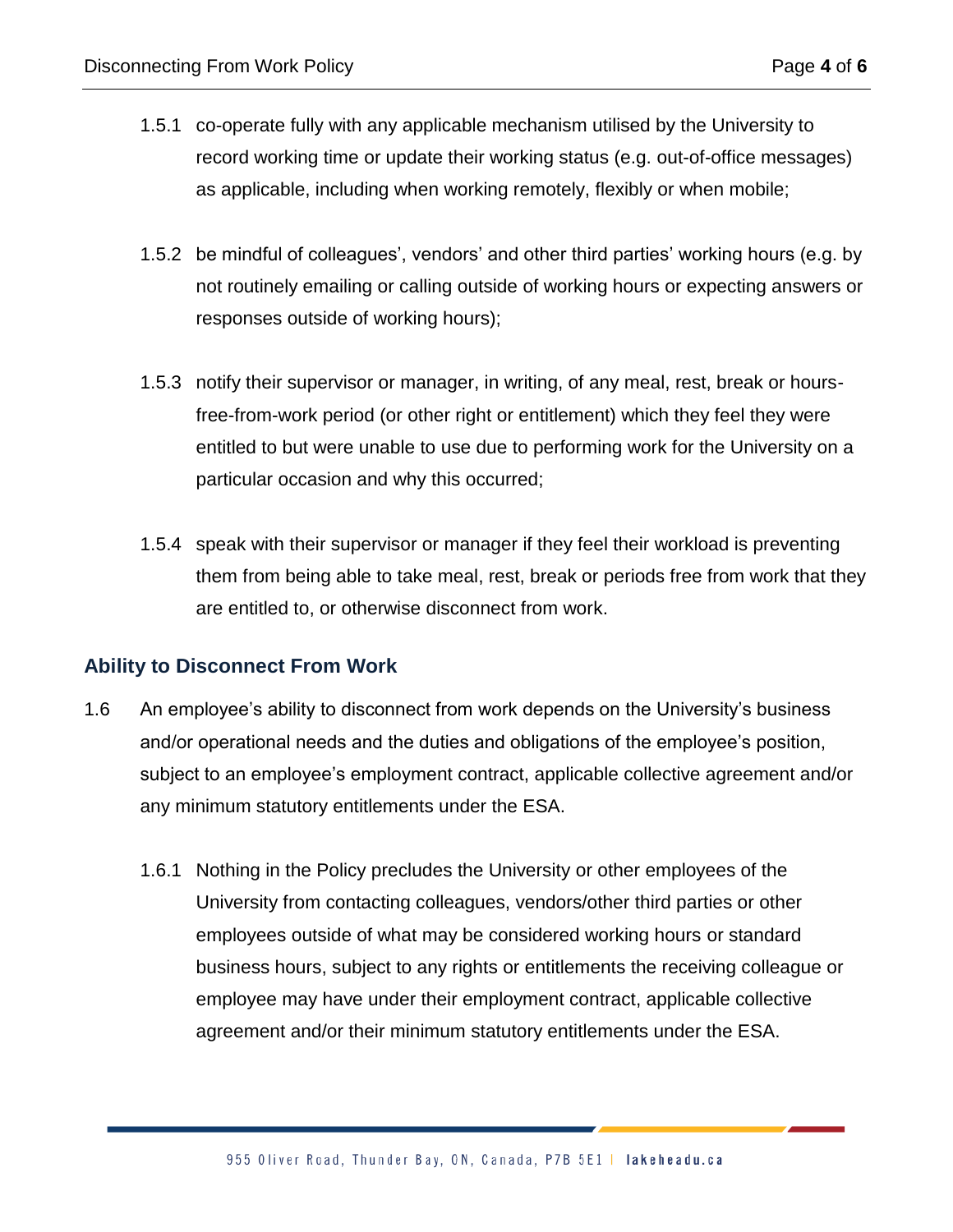1.5.1 co-operate fully with any applicable mechanism utilised by the University to record working time or update their working status (e.g. out-of-office messages) as applicable, including when working remotely, flexibly or when mobile;

1.5.2 be mindful of colleagues', vendors' and other third parties' working hours (e.g. by not routinely emailing or calling outside of working hours or expecting answers or responses outside of working hours);

1.5.3 notify their supervisor or manager, in writing, of any meal, rest, break or hours-free-from-work period (or other right or entitlement) which they feel they were entitled to but were unable to use due to performing work for the University on a particular occasion and why this occurred;

1.5.4 speak with their supervisor or manager if they feel their workload is preventing them from being able to take meal, rest, break or periods free from work that they are entitled to, or otherwise disconnect from work.

## Ability to Disconnect From Work

1.6 An employee's ability to disconnect from work depends on the University's business and/or operational needs and the duties and obligations of the employee's position, subject to an employee's employment contract, applicable collective agreement and/or any minimum statutory entitlements under the ESA.

1.6.1 Nothing in the Policy precludes the University or other employees of the University from contacting colleagues, vendors/other third parties or other employees outside of what may be considered working hours or standard business hours, subject to any rights or entitlements the receiving colleague or employee may have under their employment contract, applicable collective agreement and/or their minimum statutory entitlements under the ESA.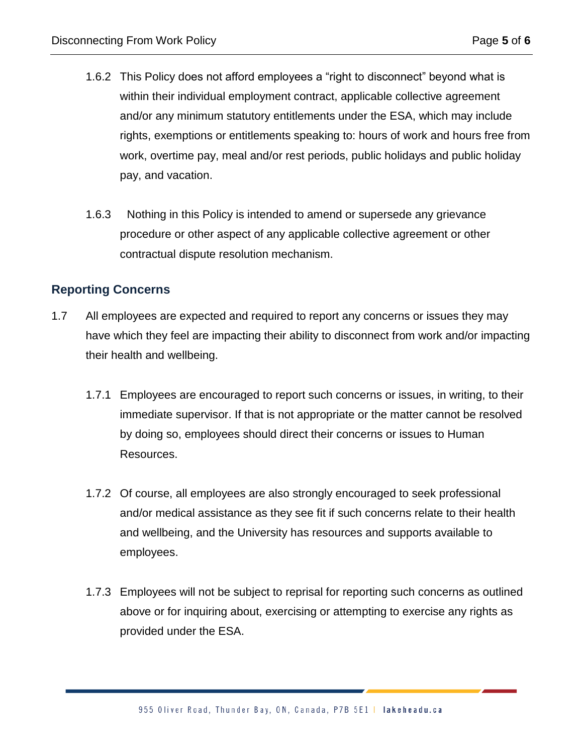1.6.2 This Policy does not afford employees a "right to disconnect" beyond what is within their individual employment contract, applicable collective agreement and/or any minimum statutory entitlements under the ESA, which may include rights, exemptions or entitlements speaking to: hours of work and hours free from work, overtime pay, meal and/or rest periods, public holidays and public holiday pay, and vacation.

1.6.3 Nothing in this Policy is intended to amend or supersede any grievance procedure or other aspect of any applicable collective agreement or other contractual dispute resolution mechanism.

## Reporting Concerns

1.7 All employees are expected and required to report any concerns or issues they may have which they feel are impacting their ability to disconnect from work and/or impacting their health and wellbeing.

1.7.1 Employees are encouraged to report such concerns or issues, in writing, to their immediate supervisor. If that is not appropriate or the matter cannot be resolved by doing so, employees should direct their concerns or issues to Human Resources.

1.7.2 Of course, all employees are also strongly encouraged to seek professional and/or medical assistance as they see fit if such concerns relate to their health and wellbeing, and the University has resources and supports available to employees.

1.7.3 Employees will not be subject to reprisal for reporting such concerns as outlined above or for inquiring about, exercising or attempting to exercise any rights as provided under the ESA.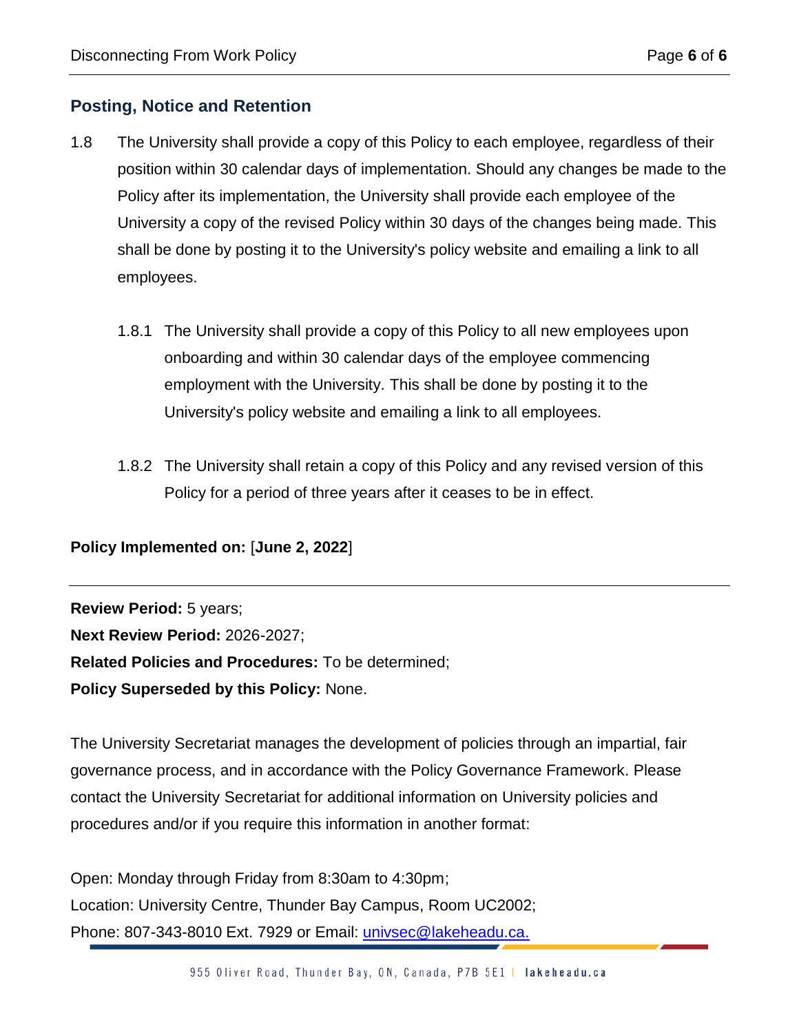## Posting, Notice and Retention

1.8 The University shall provide a copy of this Policy to each employee, regardless of their position within 30 calendar days of implementation. Should any changes be made to the Policy after its implementation, the University shall provide each employee of the University a copy of the revised Policy within 30 days of the changes being made. This shall be done by posting it to the University's policy website and emailing a link to all employees.

1.8.1 The University shall provide a copy of this Policy to all new employees upon onboarding and within 30 calendar days of the employee commencing employment with the University. This shall be done by posting it to the University's policy website and emailing a link to all employees.

1.8.2 The University shall retain a copy of this Policy and any revised version of this Policy for a period of three years after it ceases to be in effect.

**Policy Implemented on:** [**June 2, 2022**]

---

**Review Period:** 5 years;
**Next Review Period:** 2026-2027;
**Related Policies and Procedures:** To be determined;
**Policy Superseded by this Policy:** None.

The University Secretariat manages the development of policies through an impartial, fair governance process, and in accordance with the Policy Governance Framework. Please contact the University Secretariat for additional information on University policies and procedures and/or if you require this information in another format:

Open: Monday through Friday from 8:30am to 4:30pm;
Location: University Centre, Thunder Bay Campus, Room UC2002;
Phone: 807-343-8010 Ext. 7929 or Email: univsec@lakeheadu.ca.

955 Oliver Road, Thunder Bay, ON, Canada, P7B 5E1 | lakeheadu.ca